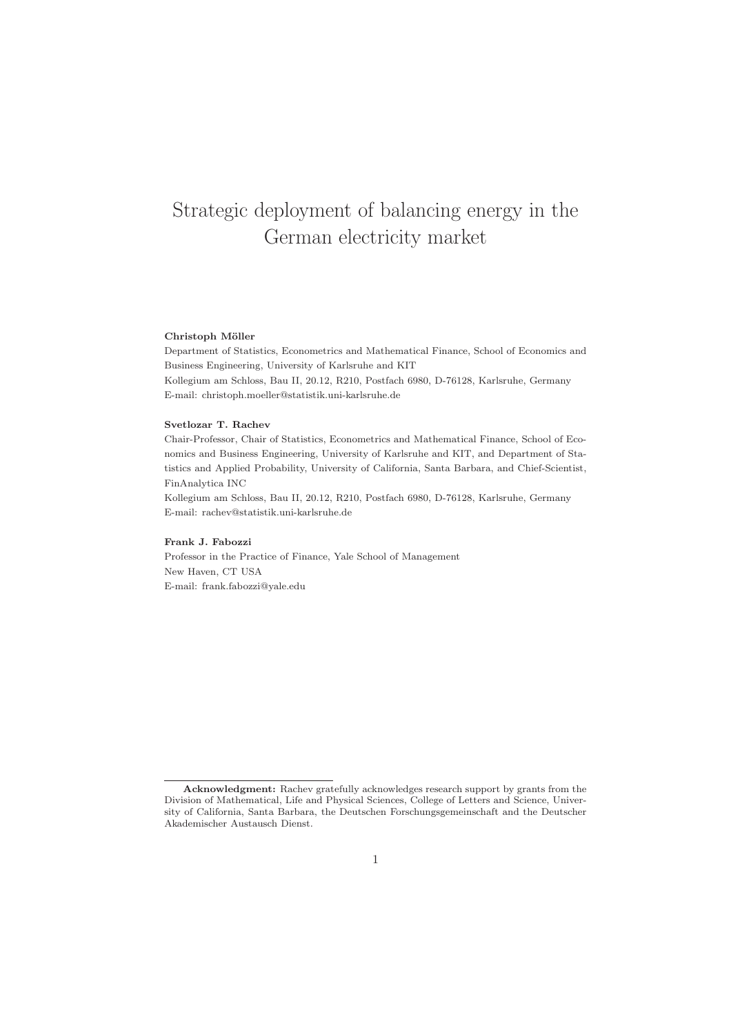# Strategic deployment of balancing energy in the German electricity market

**Christoph Möller**

Department of Statistics, Econometrics and Mathematical Finance, School of Economics and Business Engineering, University of Karlsruhe and KIT
Kollegium am Schloss, Bau II, 20.12, R210, Postfach 6980, D-76128, Karlsruhe, Germany
E-mail: christoph.moeller@statistik.uni-karlsruhe.de

**Svetlozar T. Rachev**

Chair-Professor, Chair of Statistics, Econometrics and Mathematical Finance, School of Economics and Business Engineering, University of Karlsruhe and KIT, and Department of Statistics and Applied Probability, University of California, Santa Barbara, and Chief-Scientist, FinAnalytica INC
Kollegium am Schloss, Bau II, 20.12, R210, Postfach 6980, D-76128, Karlsruhe, Germany
E-mail: rachev@statistik.uni-karlsruhe.de

**Frank J. Fabozzi**

Professor in the Practice of Finance, Yale School of Management
New Haven, CT USA
E-mail: frank.fabozzi@yale.edu

---

**Acknowledgment:** Rachev gratefully acknowledges research support by grants from the Division of Mathematical, Life and Physical Sciences, College of Letters and Science, University of California, Santa Barbara, the Deutschen Forschungsgemeinschaft and the Deutscher Akademischer Austausch Dienst.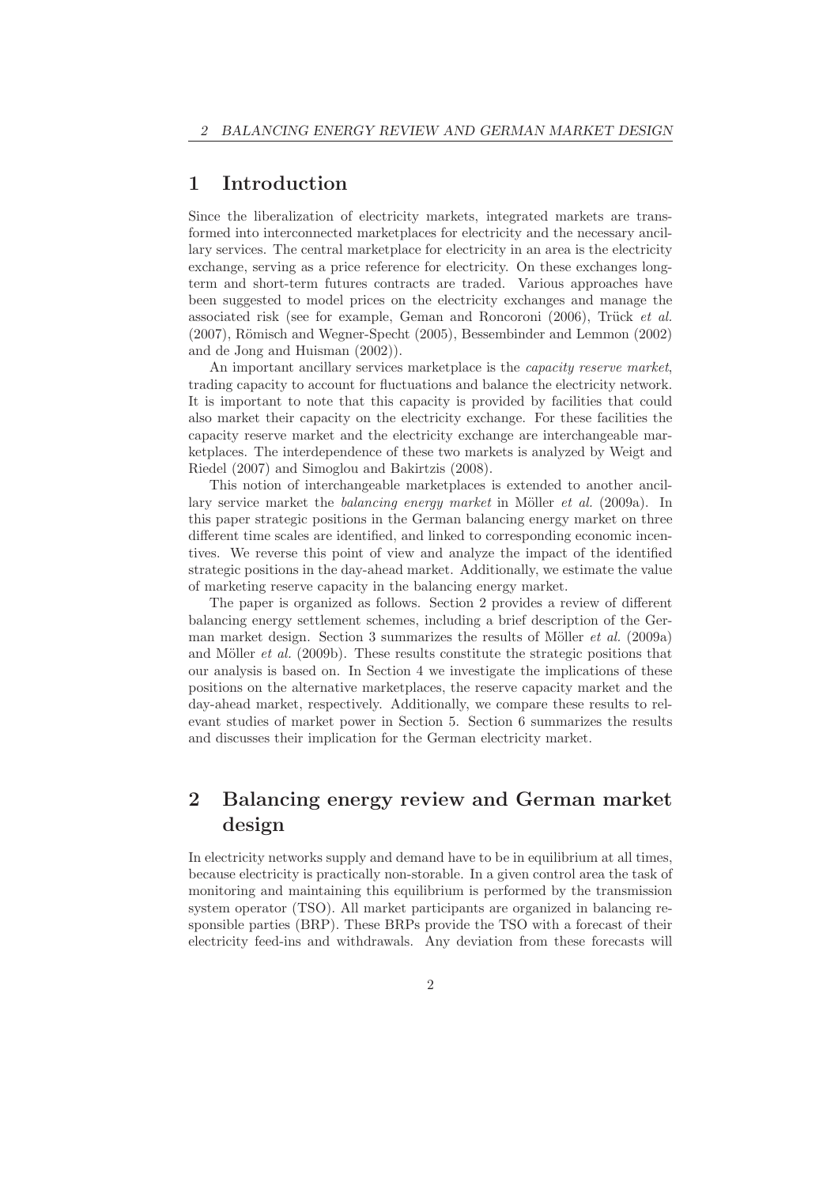# 1 Introduction

Since the liberalization of electricity markets, integrated markets are transformed into interconnected marketplaces for electricity and the necessary ancillary services. The central marketplace for electricity in an area is the electricity exchange, serving as a price reference for electricity. On these exchanges long-term and short-term futures contracts are traded. Various approaches have been suggested to model prices on the electricity exchanges and manage the associated risk (see for example, Geman and Roncoroni (2006), Trück *et al.* (2007), Römisch and Wegner-Specht (2005), Bessembinder and Lemmon (2002) and de Jong and Huisman (2002)).

An important ancillary services marketplace is the *capacity reserve market*, trading capacity to account for fluctuations and balance the electricity network. It is important to note that this capacity is provided by facilities that could also market their capacity on the electricity exchange. For these facilities the capacity reserve market and the electricity exchange are interchangeable marketplaces. The interdependence of these two markets is analyzed by Weigt and Riedel (2007) and Simoglou and Bakirtzis (2008).

This notion of interchangeable marketplaces is extended to another ancillary service market the *balancing energy market* in Möller *et al.* (2009a). In this paper strategic positions in the German balancing energy market on three different time scales are identified, and linked to corresponding economic incentives. We reverse this point of view and analyze the impact of the identified strategic positions in the day-ahead market. Additionally, we estimate the value of marketing reserve capacity in the balancing energy market.

The paper is organized as follows. Section 2 provides a review of different balancing energy settlement schemes, including a brief description of the German market design. Section 3 summarizes the results of Möller *et al.* (2009a) and Möller *et al.* (2009b). These results constitute the strategic positions that our analysis is based on. In Section 4 we investigate the implications of these positions on the alternative marketplaces, the reserve capacity market and the day-ahead market, respectively. Additionally, we compare these results to relevant studies of market power in Section 5. Section 6 summarizes the results and discusses their implication for the German electricity market.

# 2 Balancing energy review and German market design

In electricity networks supply and demand have to be in equilibrium at all times, because electricity is practically non-storable. In a given control area the task of monitoring and maintaining this equilibrium is performed by the transmission system operator (TSO). All market participants are organized in balancing responsible parties (BRP). These BRPs provide the TSO with a forecast of their electricity feed-ins and withdrawals. Any deviation from these forecasts will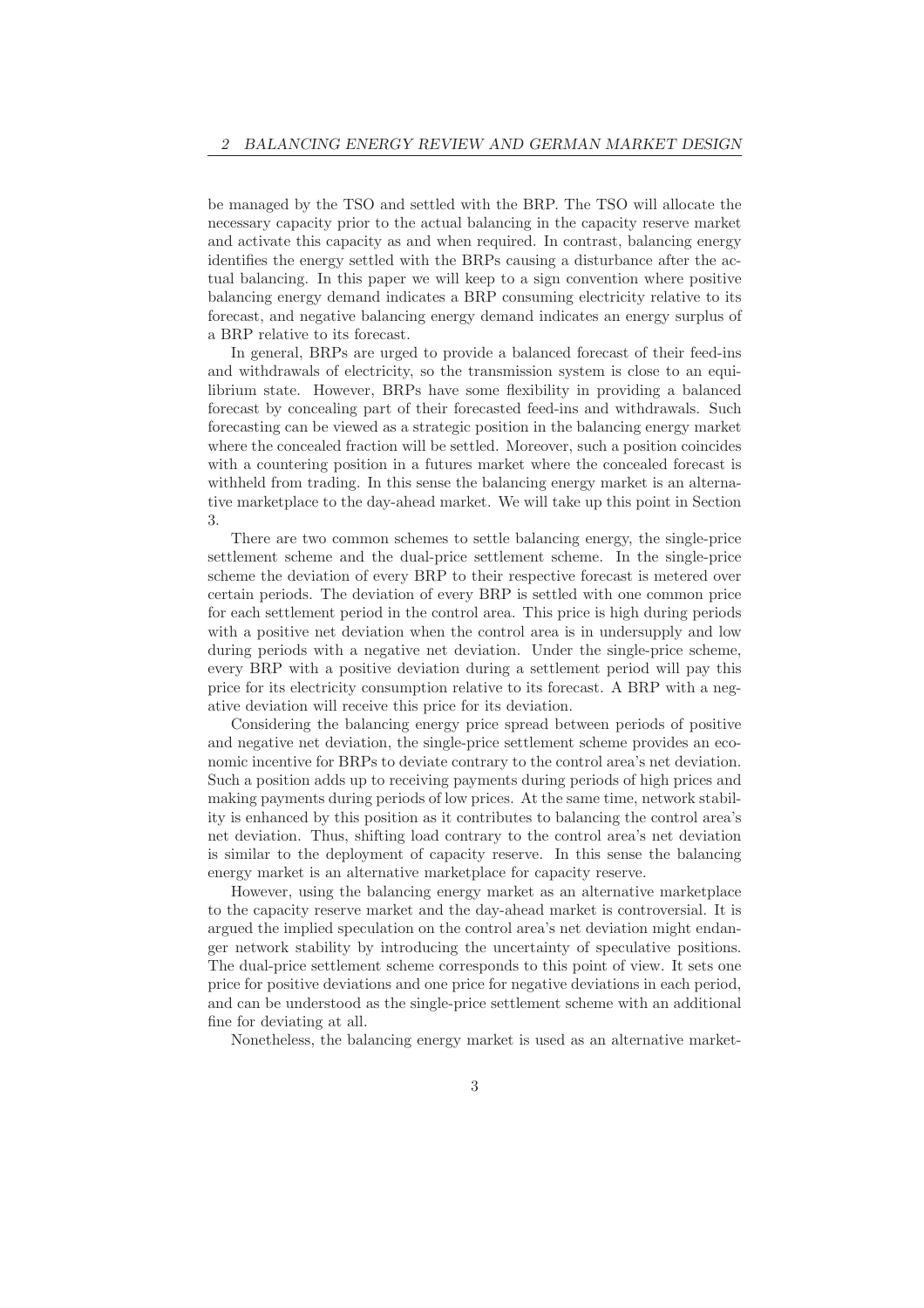be managed by the TSO and settled with the BRP. The TSO will allocate the necessary capacity prior to the actual balancing in the capacity reserve market and activate this capacity as and when required. In contrast, balancing energy identifies the energy settled with the BRPs causing a disturbance after the actual balancing. In this paper we will keep to a sign convention where positive balancing energy demand indicates a BRP consuming electricity relative to its forecast, and negative balancing energy demand indicates an energy surplus of a BRP relative to its forecast.

In general, BRPs are urged to provide a balanced forecast of their feed-ins and withdrawals of electricity, so the transmission system is close to an equilibrium state. However, BRPs have some flexibility in providing a balanced forecast by concealing part of their forecasted feed-ins and withdrawals. Such forecasting can be viewed as a strategic position in the balancing energy market where the concealed fraction will be settled. Moreover, such a position coincides with a countering position in a futures market where the concealed forecast is withheld from trading. In this sense the balancing energy market is an alternative marketplace to the day-ahead market. We will take up this point in Section 3.

There are two common schemes to settle balancing energy, the single-price settlement scheme and the dual-price settlement scheme. In the single-price scheme the deviation of every BRP to their respective forecast is metered over certain periods. The deviation of every BRP is settled with one common price for each settlement period in the control area. This price is high during periods with a positive net deviation when the control area is in undersupply and low during periods with a negative net deviation. Under the single-price scheme, every BRP with a positive deviation during a settlement period will pay this price for its electricity consumption relative to its forecast. A BRP with a negative deviation will receive this price for its deviation.

Considering the balancing energy price spread between periods of positive and negative net deviation, the single-price settlement scheme provides an economic incentive for BRPs to deviate contrary to the control area's net deviation. Such a position adds up to receiving payments during periods of high prices and making payments during periods of low prices. At the same time, network stability is enhanced by this position as it contributes to balancing the control area's net deviation. Thus, shifting load contrary to the control area's net deviation is similar to the deployment of capacity reserve. In this sense the balancing energy market is an alternative marketplace for capacity reserve.

However, using the balancing energy market as an alternative marketplace to the capacity reserve market and the day-ahead market is controversial. It is argued the implied speculation on the control area's net deviation might endanger network stability by introducing the uncertainty of speculative positions. The dual-price settlement scheme corresponds to this point of view. It sets one price for positive deviations and one price for negative deviations in each period, and can be understood as the single-price settlement scheme with an additional fine for deviating at all.

Nonetheless, the balancing energy market is used as an alternative market-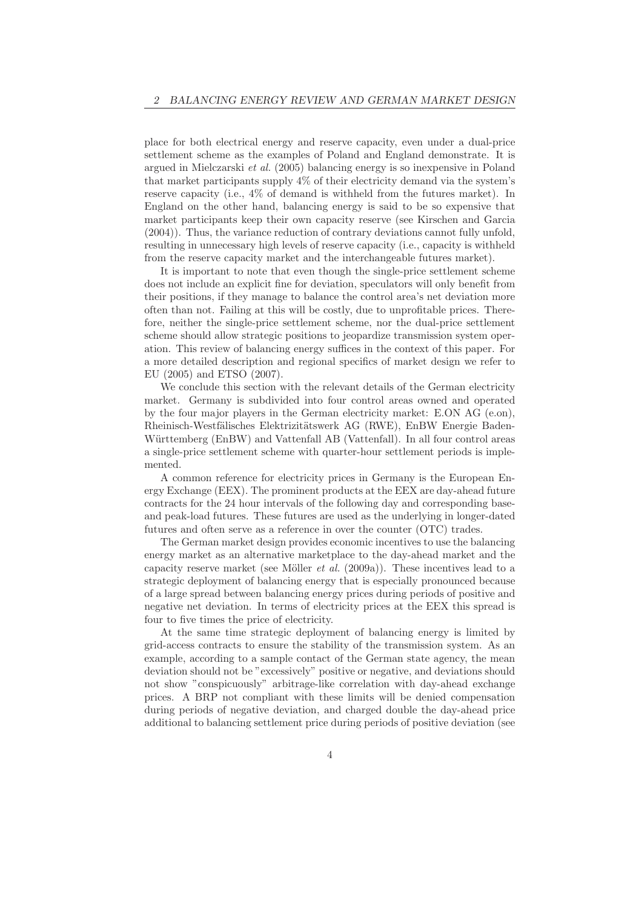place for both electrical energy and reserve capacity, even under a dual-price settlement scheme as the examples of Poland and England demonstrate. It is argued in Mielczarski *et al.* (2005) balancing energy is so inexpensive in Poland that market participants supply 4% of their electricity demand via the system's reserve capacity (i.e., 4% of demand is withheld from the futures market). In England on the other hand, balancing energy is said to be so expensive that market participants keep their own capacity reserve (see Kirschen and Garcia (2004)). Thus, the variance reduction of contrary deviations cannot fully unfold, resulting in unnecessary high levels of reserve capacity (i.e., capacity is withheld from the reserve capacity market and the interchangeable futures market).

It is important to note that even though the single-price settlement scheme does not include an explicit fine for deviation, speculators will only benefit from their positions, if they manage to balance the control area's net deviation more often than not. Failing at this will be costly, due to unprofitable prices. Therefore, neither the single-price settlement scheme, nor the dual-price settlement scheme should allow strategic positions to jeopardize transmission system operation. This review of balancing energy suffices in the context of this paper. For a more detailed description and regional specifics of market design we refer to EU (2005) and ETSO (2007).

We conclude this section with the relevant details of the German electricity market. Germany is subdivided into four control areas owned and operated by the four major players in the German electricity market: E.ON AG (e.on), Rheinisch-Westfälisches Elektrizitätswerk AG (RWE), EnBW Energie Baden-Württemberg (EnBW) and Vattenfall AB (Vattenfall). In all four control areas a single-price settlement scheme with quarter-hour settlement periods is implemented.

A common reference for electricity prices in Germany is the European Energy Exchange (EEX). The prominent products at the EEX are day-ahead future contracts for the 24 hour intervals of the following day and corresponding base- and peak-load futures. These futures are used as the underlying in longer-dated futures and often serve as a reference in over the counter (OTC) trades.

The German market design provides economic incentives to use the balancing energy market as an alternative marketplace to the day-ahead market and the capacity reserve market (see Möller *et al.* (2009a)). These incentives lead to a strategic deployment of balancing energy that is especially pronounced because of a large spread between balancing energy prices during periods of positive and negative net deviation. In terms of electricity prices at the EEX this spread is four to five times the price of electricity.

At the same time strategic deployment of balancing energy is limited by grid-access contracts to ensure the stability of the transmission system. As an example, according to a sample contact of the German state agency, the mean deviation should not be "excessively" positive or negative, and deviations should not show "conspicuously" arbitrage-like correlation with day-ahead exchange prices. A BRP not compliant with these limits will be denied compensation during periods of negative deviation, and charged double the day-ahead price additional to balancing settlement price during periods of positive deviation (see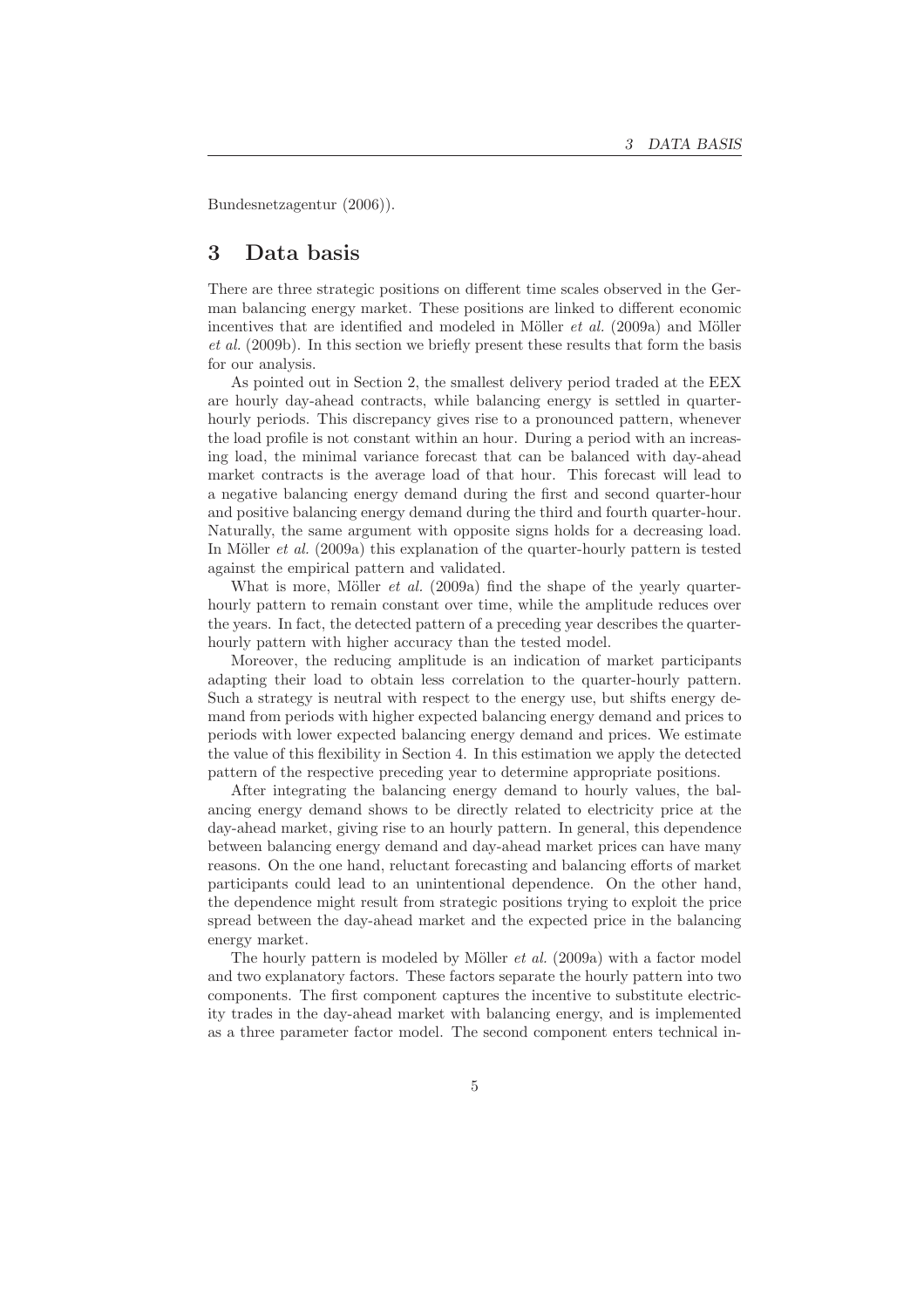Bundesnetzagentur (2006)).

# 3 Data basis

There are three strategic positions on different time scales observed in the German balancing energy market. These positions are linked to different economic incentives that are identified and modeled in Möller *et al.* (2009a) and Möller *et al.* (2009b). In this section we briefly present these results that form the basis for our analysis.

As pointed out in Section 2, the smallest delivery period traded at the EEX are hourly day-ahead contracts, while balancing energy is settled in quarter-hourly periods. This discrepancy gives rise to a pronounced pattern, whenever the load profile is not constant within an hour. During a period with an increasing load, the minimal variance forecast that can be balanced with day-ahead market contracts is the average load of that hour. This forecast will lead to a negative balancing energy demand during the first and second quarter-hour and positive balancing energy demand during the third and fourth quarter-hour. Naturally, the same argument with opposite signs holds for a decreasing load. In Möller *et al.* (2009a) this explanation of the quarter-hourly pattern is tested against the empirical pattern and validated.

What is more, Möller *et al.* (2009a) find the shape of the yearly quarter-hourly pattern to remain constant over time, while the amplitude reduces over the years. In fact, the detected pattern of a preceding year describes the quarter-hourly pattern with higher accuracy than the tested model.

Moreover, the reducing amplitude is an indication of market participants adapting their load to obtain less correlation to the quarter-hourly pattern. Such a strategy is neutral with respect to the energy use, but shifts energy demand from periods with higher expected balancing energy demand and prices to periods with lower expected balancing energy demand and prices. We estimate the value of this flexibility in Section 4. In this estimation we apply the detected pattern of the respective preceding year to determine appropriate positions.

After integrating the balancing energy demand to hourly values, the balancing energy demand shows to be directly related to electricity price at the day-ahead market, giving rise to an hourly pattern. In general, this dependence between balancing energy demand and day-ahead market prices can have many reasons. On the one hand, reluctant forecasting and balancing efforts of market participants could lead to an unintentional dependence. On the other hand, the dependence might result from strategic positions trying to exploit the price spread between the day-ahead market and the expected price in the balancing energy market.

The hourly pattern is modeled by Möller *et al.* (2009a) with a factor model and two explanatory factors. These factors separate the hourly pattern into two components. The first component captures the incentive to substitute electricity trades in the day-ahead market with balancing energy, and is implemented as a three parameter factor model. The second component enters technical in-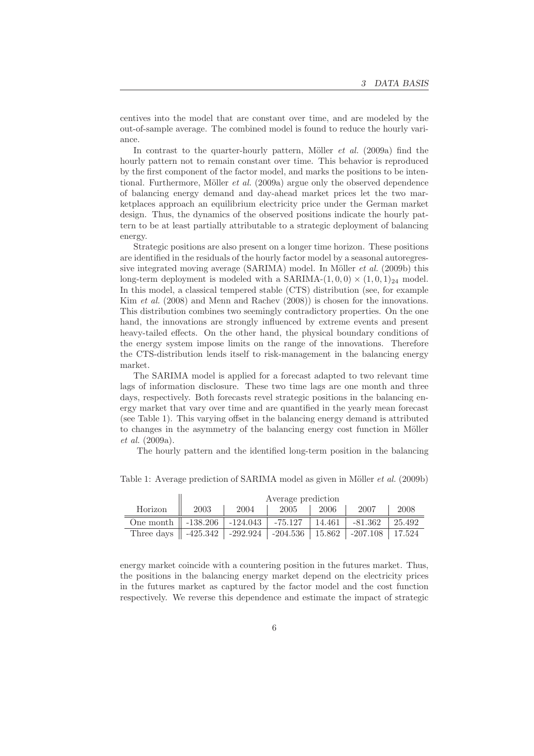centives into the model that are constant over time, and are modeled by the out-of-sample average. The combined model is found to reduce the hourly variance.

In contrast to the quarter-hourly pattern, Möller *et al.* (2009a) find the hourly pattern not to remain constant over time. This behavior is reproduced by the first component of the factor model, and marks the positions to be intentional. Furthermore, Möller *et al.* (2009a) argue only the observed dependence of balancing energy demand and day-ahead market prices let the two marketplaces approach an equilibrium electricity price under the German market design. Thus, the dynamics of the observed positions indicate the hourly pattern to be at least partially attributable to a strategic deployment of balancing energy.

Strategic positions are also present on a longer time horizon. These positions are identified in the residuals of the hourly factor model by a seasonal autoregressive integrated moving average (SARIMA) model. In Möller *et al.* (2009b) this long-term deployment is modeled with a SARIMA-$(1, 0, 0) \times (1, 0, 1)_{24}$ model. In this model, a classical tempered stable (CTS) distribution (see, for example Kim *et al.* (2008) and Menn and Rachev (2008)) is chosen for the innovations. This distribution combines two seemingly contradictory properties. On the one hand, the innovations are strongly influenced by extreme events and present heavy-tailed effects. On the other hand, the physical boundary conditions of the energy system impose limits on the range of the innovations. Therefore the CTS-distribution lends itself to risk-management in the balancing energy market.

The SARIMA model is applied for a forecast adapted to two relevant time lags of information disclosure. These two time lags are one month and three days, respectively. Both forecasts revel strategic positions in the balancing energy market that vary over time and are quantified in the yearly mean forecast (see Table 1). This varying offset in the balancing energy demand is attributed to changes in the asymmetry of the balancing energy cost function in Möller *et al.* (2009a).

The hourly pattern and the identified long-term position in the balancing

Table 1: Average prediction of SARIMA model as given in Möller *et al.* (2009b)

| | Average prediction | | | | | |
|---|---|---|---|---|---|---|
| Horizon | 2003 | 2004 | 2005 | 2006 | 2007 | 2008 |
| One month | -138.206 | -124.043 | -75.127 | 14.461 | -81.362 | 25.492 |
| Three days | -425.342 | -292.924 | -204.536 | 15.862 | -207.108 | 17.524 |

energy market coincide with a countering position in the futures market. Thus, the positions in the balancing energy market depend on the electricity prices in the futures market as captured by the factor model and the cost function respectively. We reverse this dependence and estimate the impact of strategic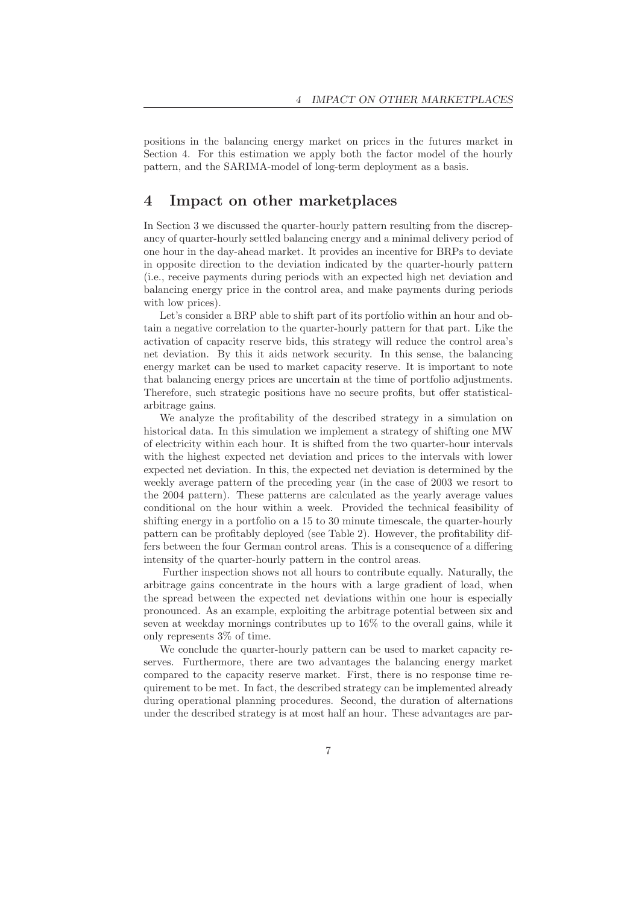positions in the balancing energy market on prices in the futures market in Section 4. For this estimation we apply both the factor model of the hourly pattern, and the SARIMA-model of long-term deployment as a basis.

# 4 Impact on other marketplaces

In Section 3 we discussed the quarter-hourly pattern resulting from the discrepancy of quarter-hourly settled balancing energy and a minimal delivery period of one hour in the day-ahead market. It provides an incentive for BRPs to deviate in opposite direction to the deviation indicated by the quarter-hourly pattern (i.e., receive payments during periods with an expected high net deviation and balancing energy price in the control area, and make payments during periods with low prices).

Let's consider a BRP able to shift part of its portfolio within an hour and obtain a negative correlation to the quarter-hourly pattern for that part. Like the activation of capacity reserve bids, this strategy will reduce the control area's net deviation. By this it aids network security. In this sense, the balancing energy market can be used to market capacity reserve. It is important to note that balancing energy prices are uncertain at the time of portfolio adjustments. Therefore, such strategic positions have no secure profits, but offer statistical-arbitrage gains.

We analyze the profitability of the described strategy in a simulation on historical data. In this simulation we implement a strategy of shifting one MW of electricity within each hour. It is shifted from the two quarter-hour intervals with the highest expected net deviation and prices to the intervals with lower expected net deviation. In this, the expected net deviation is determined by the weekly average pattern of the preceding year (in the case of 2003 we resort to the 2004 pattern). These patterns are calculated as the yearly average values conditional on the hour within a week. Provided the technical feasibility of shifting energy in a portfolio on a 15 to 30 minute timescale, the quarter-hourly pattern can be profitably deployed (see Table 2). However, the profitability differs between the four German control areas. This is a consequence of a differing intensity of the quarter-hourly pattern in the control areas.

Further inspection shows not all hours to contribute equally. Naturally, the arbitrage gains concentrate in the hours with a large gradient of load, when the spread between the expected net deviations within one hour is especially pronounced. As an example, exploiting the arbitrage potential between six and seven at weekday mornings contributes up to 16% to the overall gains, while it only represents 3% of time.

We conclude the quarter-hourly pattern can be used to market capacity reserves. Furthermore, there are two advantages the balancing energy market compared to the capacity reserve market. First, there is no response time requirement to be met. In fact, the described strategy can be implemented already during operational planning procedures. Second, the duration of alternations under the described strategy is at most half an hour. These advantages are par-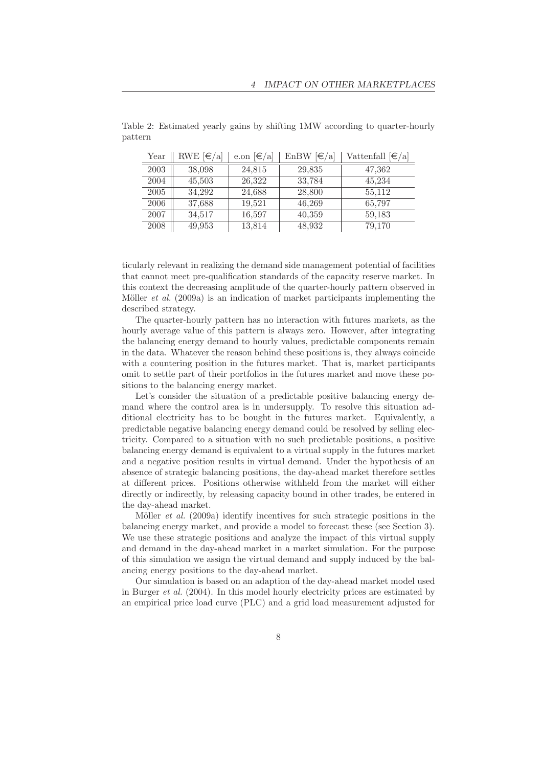Table 2: Estimated yearly gains by shifting 1MW according to quarter-hourly pattern

| Year | RWE [€/a] | e.on [€/a] | EnBW [€/a] | Vattenfall [€/a] |
|---|---|---|---|---|
| 2003 | 38,098 | 24,815 | 29,835 | 47,362 |
| 2004 | 45,503 | 26,322 | 33,784 | 45,234 |
| 2005 | 34,292 | 24,688 | 28,800 | 55,112 |
| 2006 | 37,688 | 19,521 | 46,269 | 65,797 |
| 2007 | 34,517 | 16,597 | 40,359 | 59,183 |
| 2008 | 49,953 | 13,814 | 48,932 | 79,170 |

ticularly relevant in realizing the demand side management potential of facilities that cannot meet pre-qualification standards of the capacity reserve market. In this context the decreasing amplitude of the quarter-hourly pattern observed in Möller *et al.* (2009a) is an indication of market participants implementing the described strategy.

The quarter-hourly pattern has no interaction with futures markets, as the hourly average value of this pattern is always zero. However, after integrating the balancing energy demand to hourly values, predictable components remain in the data. Whatever the reason behind these positions is, they always coincide with a countering position in the futures market. That is, market participants omit to settle part of their portfolios in the futures market and move these positions to the balancing energy market.

Let's consider the situation of a predictable positive balancing energy demand where the control area is in undersupply. To resolve this situation additional electricity has to be bought in the futures market. Equivalently, a predictable negative balancing energy demand could be resolved by selling electricity. Compared to a situation with no such predictable positions, a positive balancing energy demand is equivalent to a virtual supply in the futures market and a negative position results in virtual demand. Under the hypothesis of an absence of strategic balancing positions, the day-ahead market therefore settles at different prices. Positions otherwise withheld from the market will either directly or indirectly, by releasing capacity bound in other trades, be entered in the day-ahead market.

Möller *et al.* (2009a) identify incentives for such strategic positions in the balancing energy market, and provide a model to forecast these (see Section 3). We use these strategic positions and analyze the impact of this virtual supply and demand in the day-ahead market in a market simulation. For the purpose of this simulation we assign the virtual demand and supply induced by the balancing energy positions to the day-ahead market.

Our simulation is based on an adaption of the day-ahead market model used in Burger *et al.* (2004). In this model hourly electricity prices are estimated by an empirical price load curve (PLC) and a grid load measurement adjusted for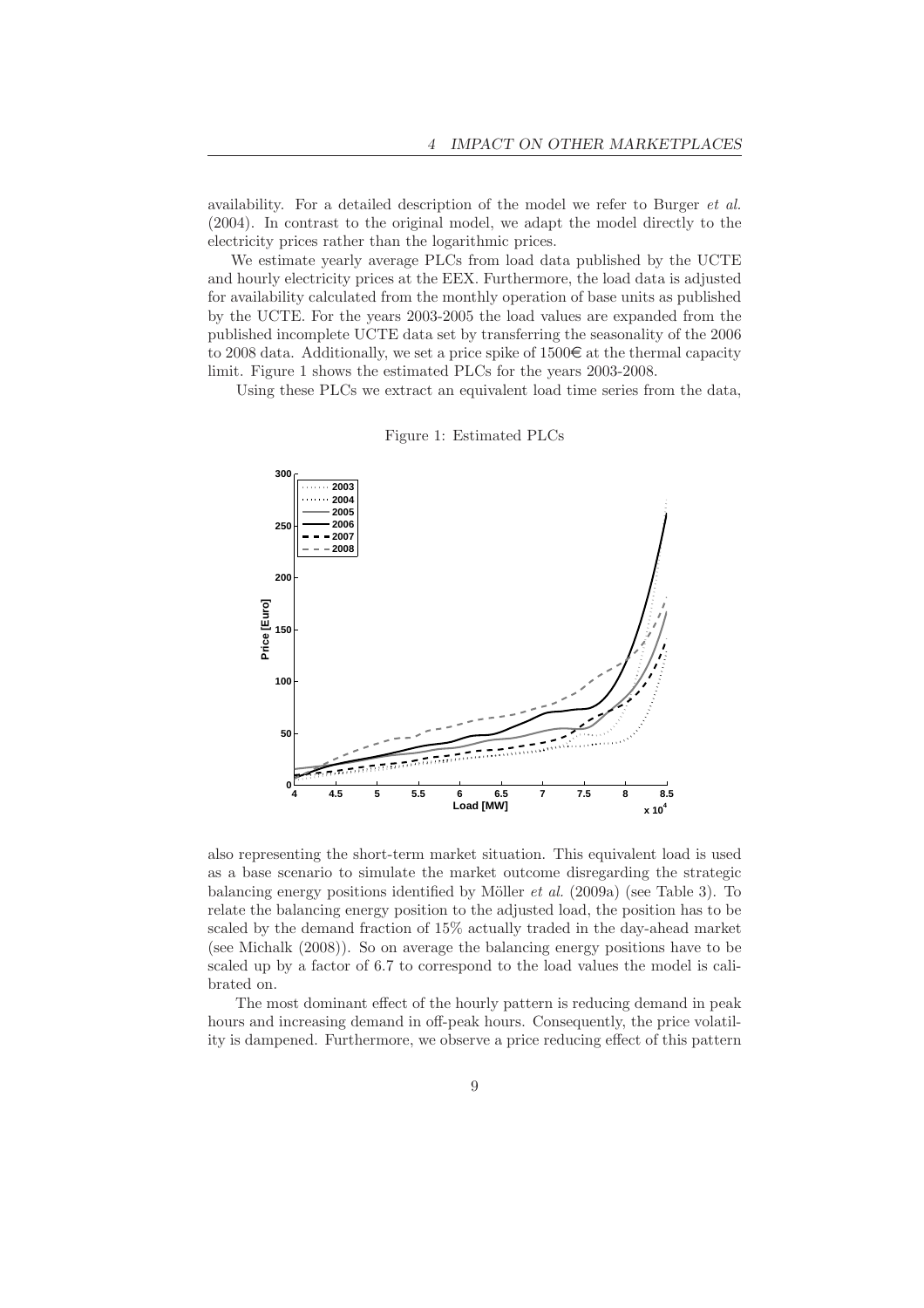availability. For a detailed description of the model we refer to Burger *et al.* (2004). In contrast to the original model, we adapt the model directly to the electricity prices rather than the logarithmic prices.

We estimate yearly average PLCs from load data published by the UCTE and hourly electricity prices at the EEX. Furthermore, the load data is adjusted for availability calculated from the monthly operation of base units as published by the UCTE. For the years 2003-2005 the load values are expanded from the published incomplete UCTE data set by transferring the seasonality of the 2006 to 2008 data. Additionally, we set a price spike of 1500€ at the thermal capacity limit. Figure 1 shows the estimated PLCs for the years 2003-2008.

Using these PLCs we extract an equivalent load time series from the data,

Figure 1: Estimated PLCs

also representing the short-term market situation. This equivalent load is used as a base scenario to simulate the market outcome disregarding the strategic balancing energy positions identified by Möller *et al.* (2009a) (see Table 3). To relate the balancing energy position to the adjusted load, the position has to be scaled by the demand fraction of 15% actually traded in the day-ahead market (see Michalk (2008)). So on average the balancing energy positions have to be scaled up by a factor of 6.7 to correspond to the load values the model is calibrated on.

The most dominant effect of the hourly pattern is reducing demand in peak hours and increasing demand in off-peak hours. Consequently, the price volatility is dampened. Furthermore, we observe a price reducing effect of this pattern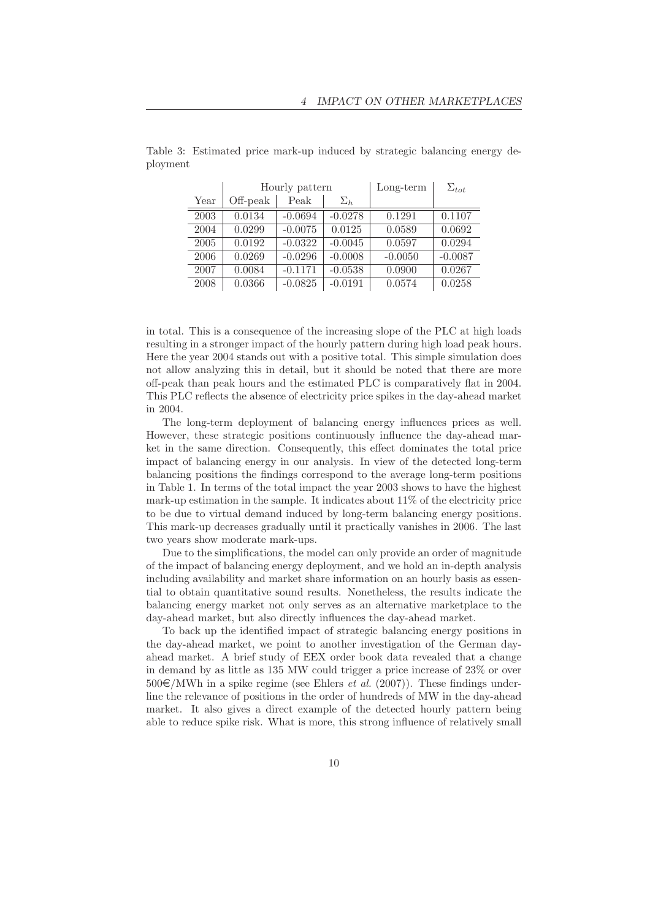Table 3: Estimated price mark-up induced by strategic balancing energy deployment

| | Hourly pattern | | | Long-term | $\Sigma_{tot}$ |
|---|---|---|---|---|---|
| Year | Off-peak | Peak | $\Sigma_h$ | | |
| 2003 | 0.0134 | -0.0694 | -0.0278 | 0.1291 | 0.1107 |
| 2004 | 0.0299 | -0.0075 | 0.0125 | 0.0589 | 0.0692 |
| 2005 | 0.0192 | -0.0322 | -0.0045 | 0.0597 | 0.0294 |
| 2006 | 0.0269 | -0.0296 | -0.0008 | -0.0050 | -0.0087 |
| 2007 | 0.0084 | -0.1171 | -0.0538 | 0.0900 | 0.0267 |
| 2008 | 0.0366 | -0.0825 | -0.0191 | 0.0574 | 0.0258 |

in total. This is a consequence of the increasing slope of the PLC at high loads resulting in a stronger impact of the hourly pattern during high load peak hours. Here the year 2004 stands out with a positive total. This simple simulation does not allow analyzing this in detail, but it should be noted that there are more off-peak than peak hours and the estimated PLC is comparatively flat in 2004. This PLC reflects the absence of electricity price spikes in the day-ahead market in 2004.

The long-term deployment of balancing energy influences prices as well. However, these strategic positions continuously influence the day-ahead market in the same direction. Consequently, this effect dominates the total price impact of balancing energy in our analysis. In view of the detected long-term balancing positions the findings correspond to the average long-term positions in Table 1. In terms of the total impact the year 2003 shows to have the highest mark-up estimation in the sample. It indicates about 11% of the electricity price to be due to virtual demand induced by long-term balancing energy positions. This mark-up decreases gradually until it practically vanishes in 2006. The last two years show moderate mark-ups.

Due to the simplifications, the model can only provide an order of magnitude of the impact of balancing energy deployment, and we hold an in-depth analysis including availability and market share information on an hourly basis as essential to obtain quantitative sound results. Nonetheless, the results indicate the balancing energy market not only serves as an alternative marketplace to the day-ahead market, but also directly influences the day-ahead market.

To back up the identified impact of strategic balancing energy positions in the day-ahead market, we point to another investigation of the German day-ahead market. A brief study of EEX order book data revealed that a change in demand by as little as 135 MW could trigger a price increase of 23% or over 500€/MWh in a spike regime (see Ehlers *et al.* (2007)). These findings underline the relevance of positions in the order of hundreds of MW in the day-ahead market. It also gives a direct example of the detected hourly pattern being able to reduce spike risk. What is more, this strong influence of relatively small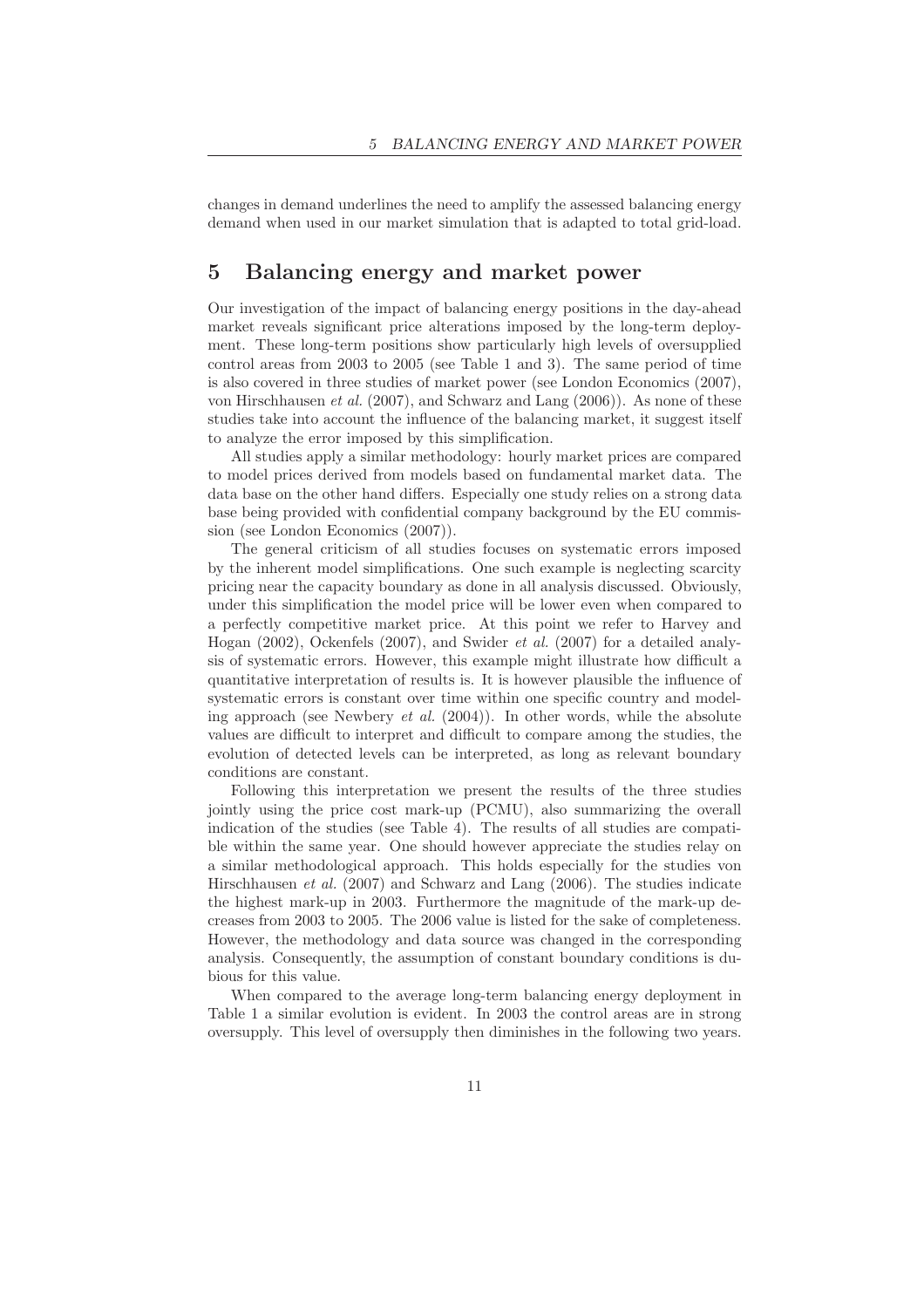changes in demand underlines the need to amplify the assessed balancing energy demand when used in our market simulation that is adapted to total grid-load.

# 5 Balancing energy and market power

Our investigation of the impact of balancing energy positions in the day-ahead market reveals significant price alterations imposed by the long-term deployment. These long-term positions show particularly high levels of oversupplied control areas from 2003 to 2005 (see Table 1 and 3). The same period of time is also covered in three studies of market power (see London Economics (2007), von Hirschhausen *et al.* (2007), and Schwarz and Lang (2006)). As none of these studies take into account the influence of the balancing market, it suggest itself to analyze the error imposed by this simplification.

All studies apply a similar methodology: hourly market prices are compared to model prices derived from models based on fundamental market data. The data base on the other hand differs. Especially one study relies on a strong data base being provided with confidential company background by the EU commission (see London Economics (2007)).

The general criticism of all studies focuses on systematic errors imposed by the inherent model simplifications. One such example is neglecting scarcity pricing near the capacity boundary as done in all analysis discussed. Obviously, under this simplification the model price will be lower even when compared to a perfectly competitive market price. At this point we refer to Harvey and Hogan (2002), Ockenfels (2007), and Swider *et al.* (2007) for a detailed analysis of systematic errors. However, this example might illustrate how difficult a quantitative interpretation of results is. It is however plausible the influence of systematic errors is constant over time within one specific country and modeling approach (see Newbery *et al.* (2004)). In other words, while the absolute values are difficult to interpret and difficult to compare among the studies, the evolution of detected levels can be interpreted, as long as relevant boundary conditions are constant.

Following this interpretation we present the results of the three studies jointly using the price cost mark-up (PCMU), also summarizing the overall indication of the studies (see Table 4). The results of all studies are compatible within the same year. One should however appreciate the studies relay on a similar methodological approach. This holds especially for the studies von Hirschhausen *et al.* (2007) and Schwarz and Lang (2006). The studies indicate the highest mark-up in 2003. Furthermore the magnitude of the mark-up decreases from 2003 to 2005. The 2006 value is listed for the sake of completeness. However, the methodology and data source was changed in the corresponding analysis. Consequently, the assumption of constant boundary conditions is dubious for this value.

When compared to the average long-term balancing energy deployment in Table 1 a similar evolution is evident. In 2003 the control areas are in strong oversupply. This level of oversupply then diminishes in the following two years.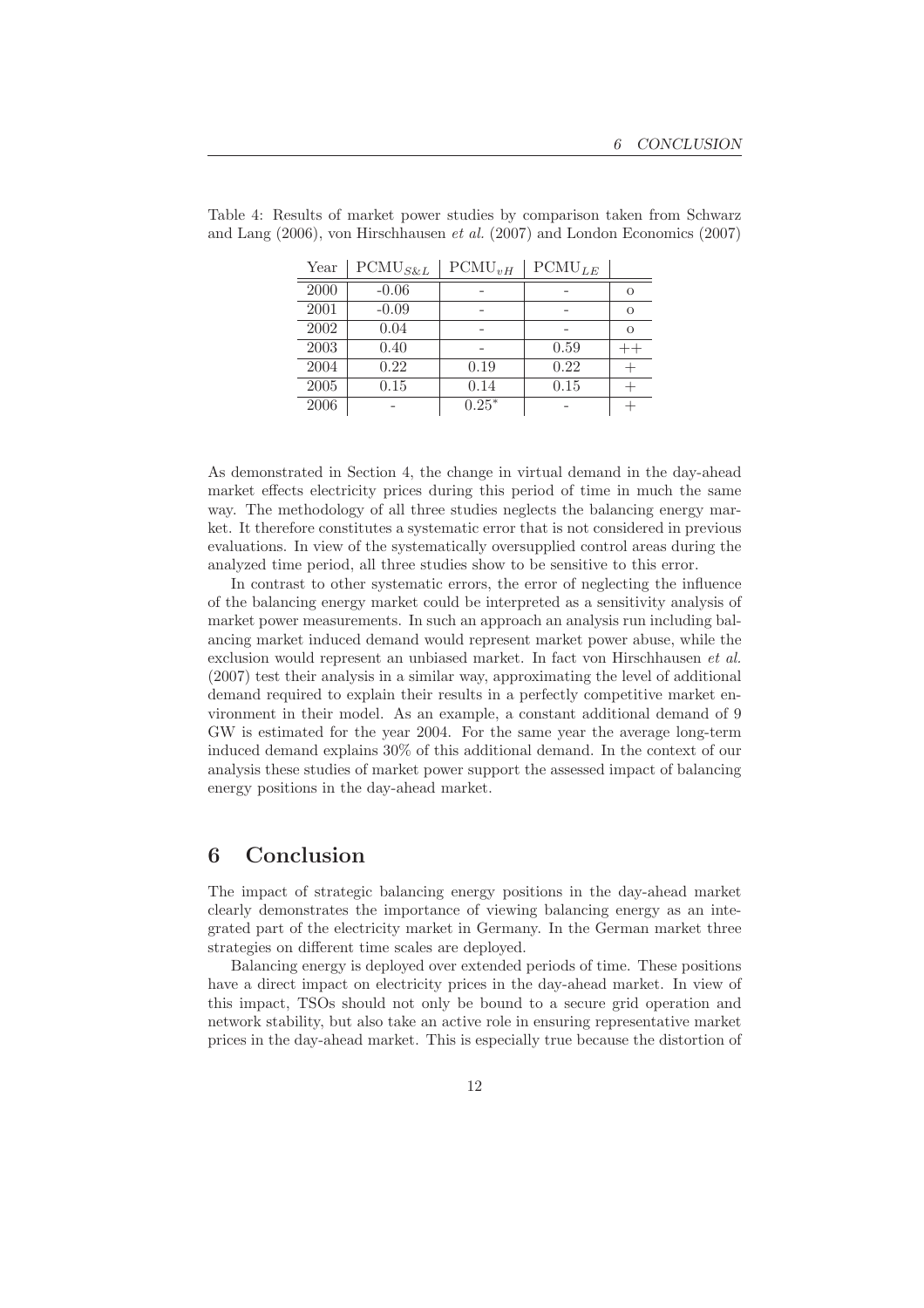Table 4: Results of market power studies by comparison taken from Schwarz and Lang (2006), von Hirschhausen *et al.* (2007) and London Economics (2007)

| Year | $PCMU_{S\&L}$ | $PCMU_{vH}$ | $PCMU_{LE}$ | |
|---|---|---|---|---|
| 2000 | -0.06 | - | - | o |
| 2001 | -0.09 | - | - | o |
| 2002 | 0.04 | - | - | o |
| 2003 | 0.40 | - | 0.59 | ++ |
| 2004 | 0.22 | 0.19 | 0.22 | + |
| 2005 | 0.15 | 0.14 | 0.15 | + |
| 2006 | - | $0.25^{*}$ | - | + |

As demonstrated in Section 4, the change in virtual demand in the day-ahead market effects electricity prices during this period of time in much the same way. The methodology of all three studies neglects the balancing energy market. It therefore constitutes a systematic error that is not considered in previous evaluations. In view of the systematically oversupplied control areas during the analyzed time period, all three studies show to be sensitive to this error.

In contrast to other systematic errors, the error of neglecting the influence of the balancing energy market could be interpreted as a sensitivity analysis of market power measurements. In such an approach an analysis run including balancing market induced demand would represent market power abuse, while the exclusion would represent an unbiased market. In fact von Hirschhausen *et al.* (2007) test their analysis in a similar way, approximating the level of additional demand required to explain their results in a perfectly competitive market environment in their model. As an example, a constant additional demand of 9 GW is estimated for the year 2004. For the same year the average long-term induced demand explains 30% of this additional demand. In the context of our analysis these studies of market power support the assessed impact of balancing energy positions in the day-ahead market.

# 6 Conclusion

The impact of strategic balancing energy positions in the day-ahead market clearly demonstrates the importance of viewing balancing energy as an integrated part of the electricity market in Germany. In the German market three strategies on different time scales are deployed.

Balancing energy is deployed over extended periods of time. These positions have a direct impact on electricity prices in the day-ahead market. In view of this impact, TSOs should not only be bound to a secure grid operation and network stability, but also take an active role in ensuring representative market prices in the day-ahead market. This is especially true because the distortion of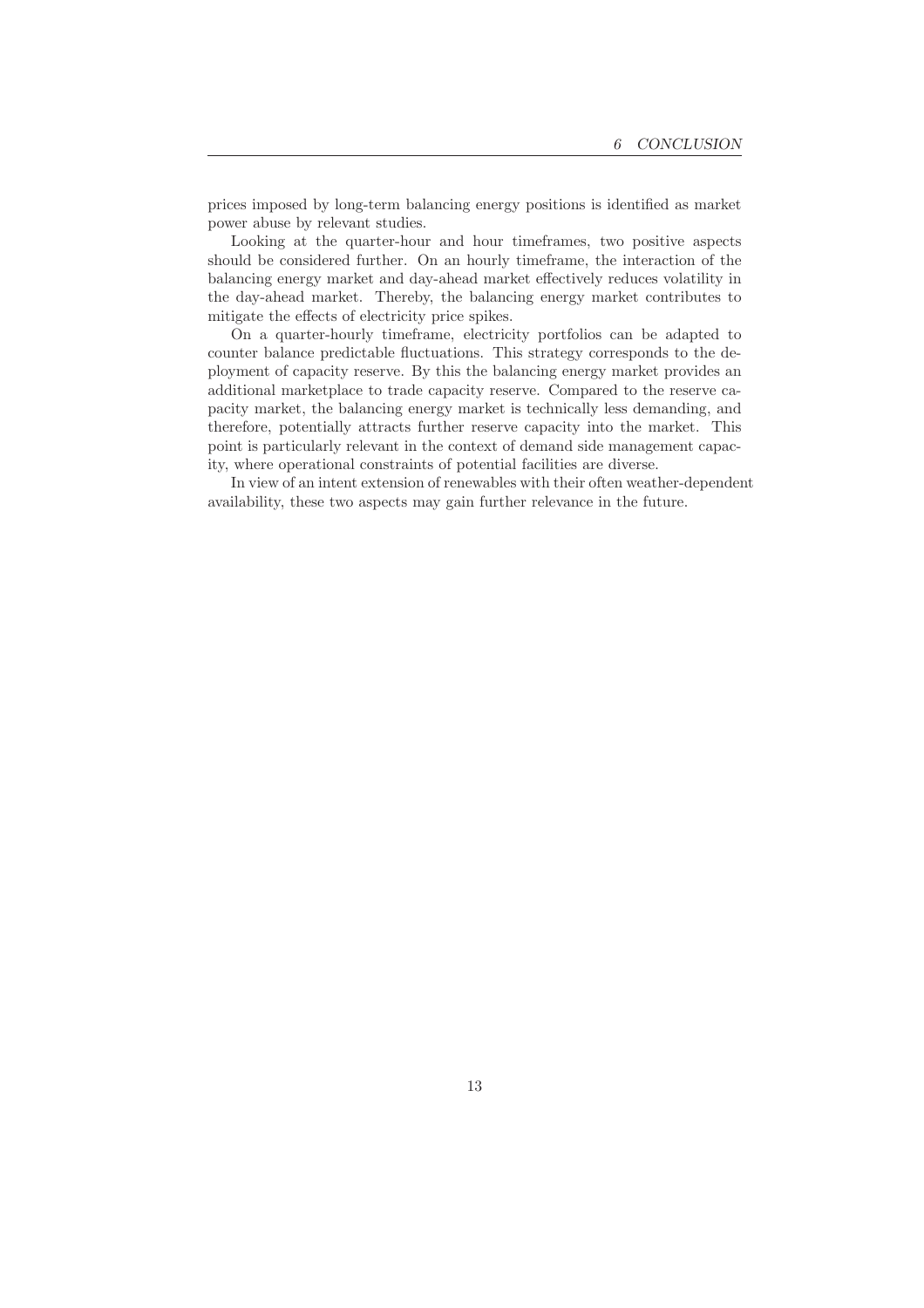prices imposed by long-term balancing energy positions is identified as market power abuse by relevant studies.

Looking at the quarter-hour and hour timeframes, two positive aspects should be considered further. On an hourly timeframe, the interaction of the balancing energy market and day-ahead market effectively reduces volatility in the day-ahead market. Thereby, the balancing energy market contributes to mitigate the effects of electricity price spikes.

On a quarter-hourly timeframe, electricity portfolios can be adapted to counter balance predictable fluctuations. This strategy corresponds to the deployment of capacity reserve. By this the balancing energy market provides an additional marketplace to trade capacity reserve. Compared to the reserve capacity market, the balancing energy market is technically less demanding, and therefore, potentially attracts further reserve capacity into the market. This point is particularly relevant in the context of demand side management capacity, where operational constraints of potential facilities are diverse.

In view of an intent extension of renewables with their often weather-dependent availability, these two aspects may gain further relevance in the future.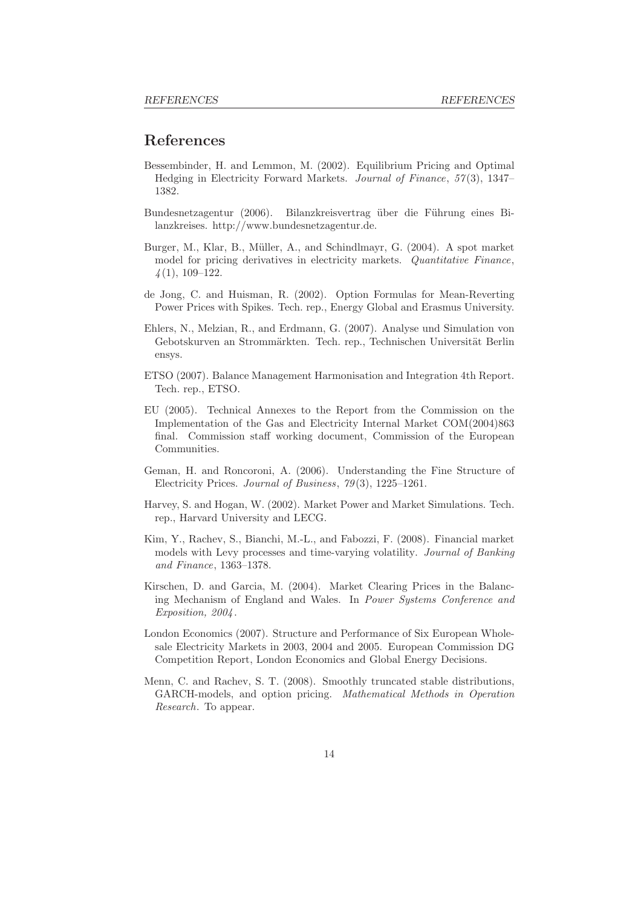# References

Bessembinder, H. and Lemmon, M. (2002). Equilibrium Pricing and Optimal Hedging in Electricity Forward Markets. *Journal of Finance*, *57*(3), 1347–1382.

Bundesnetzagentur (2006). Bilanzkreisvertrag über die Führung eines Bilanzkreises. http://www.bundesnetzagentur.de.

Burger, M., Klar, B., Müller, A., and Schindlmayr, G. (2004). A spot market model for pricing derivatives in electricity markets. *Quantitative Finance*, *4*(1), 109–122.

de Jong, C. and Huisman, R. (2002). Option Formulas for Mean-Reverting Power Prices with Spikes. Tech. rep., Energy Global and Erasmus University.

Ehlers, N., Melzian, R., and Erdmann, G. (2007). Analyse und Simulation von Gebotskurven an Strommärkten. Tech. rep., Technischen Universität Berlin ensys.

ETSO (2007). Balance Management Harmonisation and Integration 4th Report. Tech. rep., ETSO.

EU (2005). Technical Annexes to the Report from the Commission on the Implementation of the Gas and Electricity Internal Market COM(2004)863 final. Commission staff working document, Commission of the European Communities.

Geman, H. and Roncoroni, A. (2006). Understanding the Fine Structure of Electricity Prices. *Journal of Business*, *79*(3), 1225–1261.

Harvey, S. and Hogan, W. (2002). Market Power and Market Simulations. Tech. rep., Harvard University and LECG.

Kim, Y., Rachev, S., Bianchi, M.-L., and Fabozzi, F. (2008). Financial market models with Levy processes and time-varying volatility. *Journal of Banking and Finance*, 1363–1378.

Kirschen, D. and Garcia, M. (2004). Market Clearing Prices in the Balancing Mechanism of England and Wales. In *Power Systems Conference and Exposition, 2004*.

London Economics (2007). Structure and Performance of Six European Wholesale Electricity Markets in 2003, 2004 and 2005. European Commission DG Competition Report, London Economics and Global Energy Decisions.

Menn, C. and Rachev, S. T. (2008). Smoothly truncated stable distributions, GARCH-models, and option pricing. *Mathematical Methods in Operation Research*. To appear.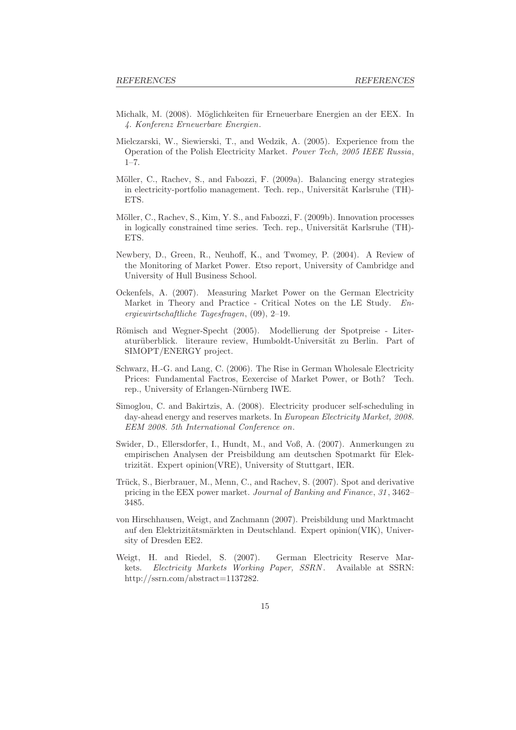Michalk, M. (2008). Möglichkeiten für Erneuerbare Energien an der EEX. In *4. Konferenz Erneuerbare Energien*.

Mielczarski, W., Siewierski, T., and Wedzik, A. (2005). Experience from the Operation of the Polish Electricity Market. *Power Tech, 2005 IEEE Russia*, 1–7.

Möller, C., Rachev, S., and Fabozzi, F. (2009a). Balancing energy strategies in electricity-portfolio management. Tech. rep., Universität Karlsruhe (TH)-ETS.

Möller, C., Rachev, S., Kim, Y. S., and Fabozzi, F. (2009b). Innovation processes in logically constrained time series. Tech. rep., Universität Karlsruhe (TH)-ETS.

Newbery, D., Green, R., Neuhoff, K., and Twomey, P. (2004). A Review of the Monitoring of Market Power. Etso report, University of Cambridge and University of Hull Business School.

Ockenfels, A. (2007). Measuring Market Power on the German Electricity Market in Theory and Practice - Critical Notes on the LE Study. *Energiewirtschaftliche Tagesfragen*, (09), 2–19.

Römisch and Wegner-Specht (2005). Modellierung der Spotpreise - Literaturüberblick. literaure review, Humboldt-Universität zu Berlin. Part of SIMOPT/ENERGY project.

Schwarz, H.-G. and Lang, C. (2006). The Rise in German Wholesale Electricity Prices: Fundamental Factros, Eexercise of Market Power, or Both? Tech. rep., University of Erlangen-Nürnberg IWE.

Simoglou, C. and Bakirtzis, A. (2008). Electricity producer self-scheduling in day-ahead energy and reserves markets. In *European Electricity Market, 2008. EEM 2008. 5th International Conference on*.

Swider, D., Ellersdorfer, I., Hundt, M., and Voß, A. (2007). Anmerkungen zu empirischen Analysen der Preisbildung am deutschen Spotmarkt für Elektrizität. Expert opinion(VRE), University of Stuttgart, IER.

Trück, S., Bierbrauer, M., Menn, C., and Rachev, S. (2007). Spot and derivative pricing in the EEX power market. *Journal of Banking and Finance*, *31*, 3462–3485.

von Hirschhausen, Weigt, and Zachmann (2007). Preisbildung und Marktmacht auf den Elektrizitätsmärkten in Deutschland. Expert opinion(VIK), University of Dresden EE2.

Weigt, H. and Riedel, S. (2007). German Electricity Reserve Markets. *Electricity Markets Working Paper, SSRN*. Available at SSRN: http://ssrn.com/abstract=1137282.